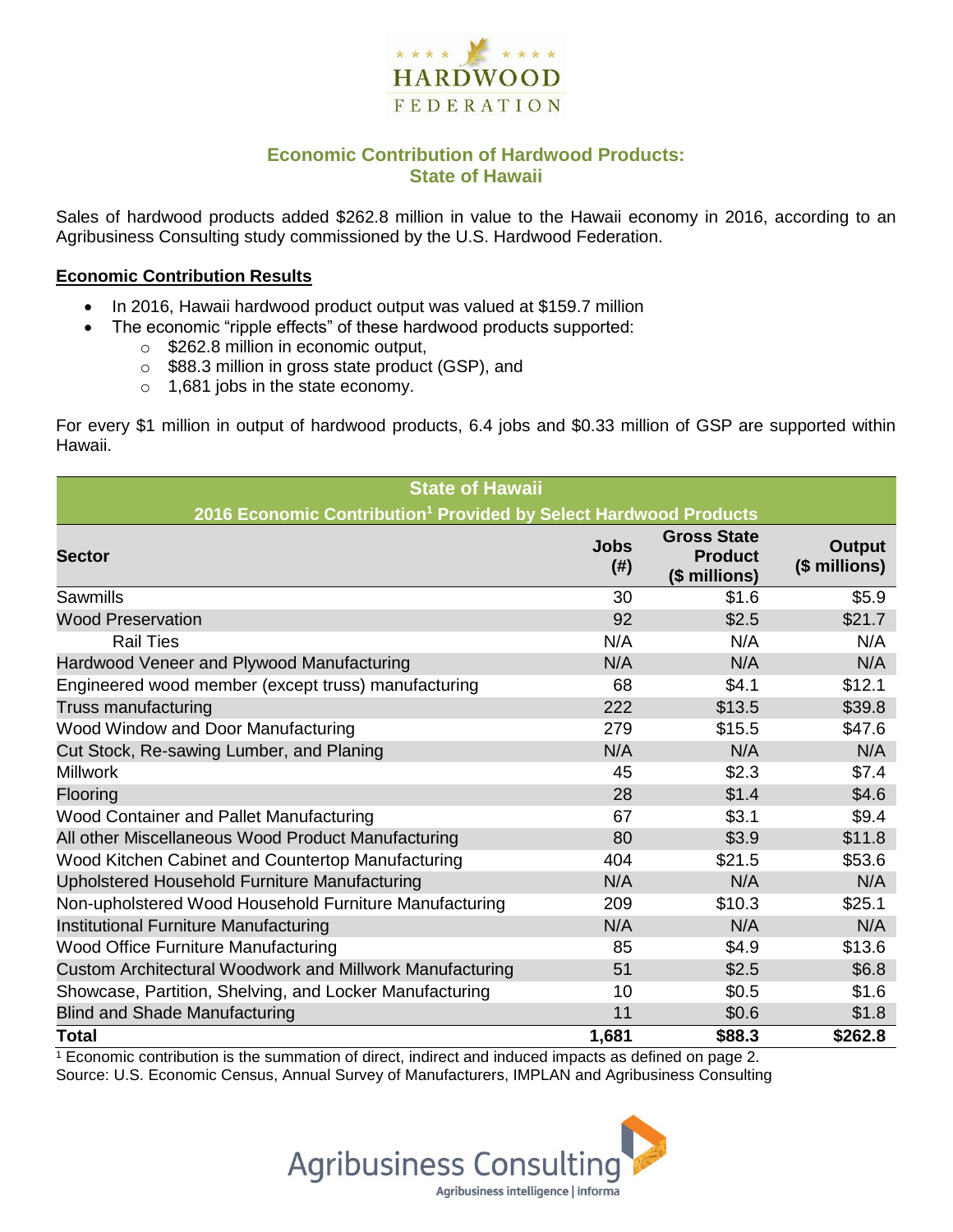# HARDWOOD FEDERATION

## Economic Contribution of Hardwood Products: State of Hawaii

Sales of hardwood products added $262.8 million in value to the Hawaii economy in 2016, according to an Agribusiness Consulting study commissioned by the U.S. Hardwood Federation.

**Economic Contribution Results**

- In 2016, Hawaii hardwood product output was valued at $159.7 million
- The economic "ripple effects" of these hardwood products supported:
  - $262.8 million in economic output,
  - $88.3 million in gross state product (GSP), and
  - 1,681 jobs in the state economy.

For every $1 million in output of hardwood products, 6.4 jobs and $0.33 million of GSP are supported within Hawaii.

| State of Hawaii<br>2016 Economic Contribution[1] Provided by Select Hardwood Products | | | |
|---|---|---|---|
| **Sector** | **Jobs (#)** | **Gross State Product ($ millions)** | **Output ($ millions)** |
| Sawmills | 30 | $1.6 | $5.9 |
| Wood Preservation | 92 | $2.5 | $21.7 |
| Rail Ties | N/A | N/A | N/A |
| Hardwood Veneer and Plywood Manufacturing | N/A | N/A | N/A |
| Engineered wood member (except truss) manufacturing | 68 | $4.1 | $12.1 |
| Truss manufacturing | 222 | $13.5 | $39.8 |
| Wood Window and Door Manufacturing | 279 | $15.5 | $47.6 |
| Cut Stock, Re-sawing Lumber, and Planing | N/A | N/A | N/A |
| Millwork | 45 | $2.3 | $7.4 |
| Flooring | 28 | $1.4 | $4.6 |
| Wood Container and Pallet Manufacturing | 67 | $3.1 | $9.4 |
| All other Miscellaneous Wood Product Manufacturing | 80 | $3.9 | $11.8 |
| Wood Kitchen Cabinet and Countertop Manufacturing | 404 | $21.5 | $53.6 |
| Upholstered Household Furniture Manufacturing | N/A | N/A | N/A |
| Non-upholstered Wood Household Furniture Manufacturing | 209 | $10.3 | $25.1 |
| Institutional Furniture Manufacturing | N/A | N/A | N/A |
| Wood Office Furniture Manufacturing | 85 | $4.9 | $13.6 |
| Custom Architectural Woodwork and Millwork Manufacturing | 51 | $2.5 | $6.8 |
| Showcase, Partition, Shelving, and Locker Manufacturing | 10 | $0.5 | $1.6 |
| Blind and Shade Manufacturing | 11 | $0.6 | $1.8 |
| **Total** | **1,681** | **$88.3** | **$262.8** |

[1] Economic contribution is the summation of direct, indirect and induced impacts as defined on page 2.
Source: U.S. Economic Census, Annual Survey of Manufacturers, IMPLAN and Agribusiness Consulting

Agribusiness Consulting
Agribusiness intelligence | informa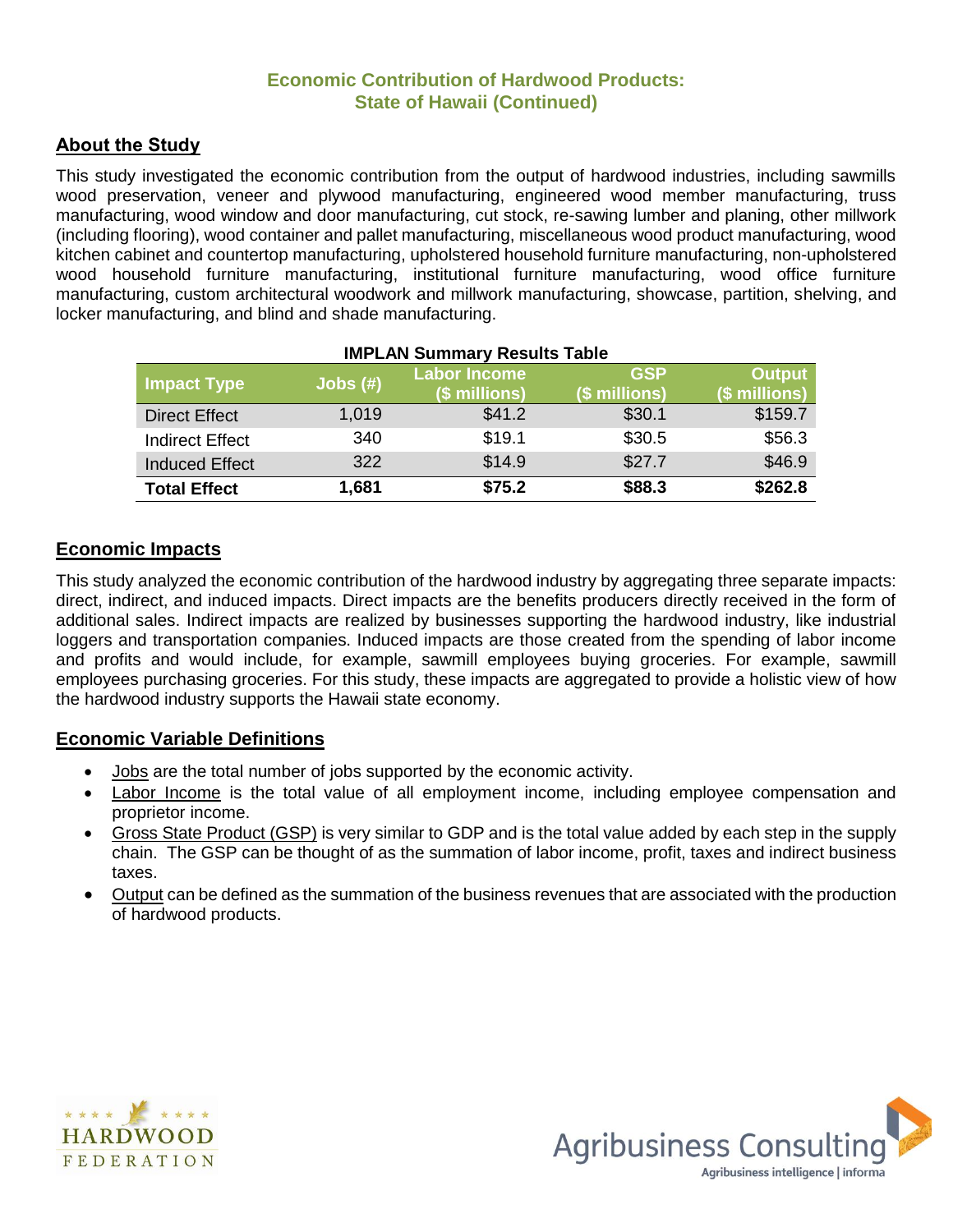## Economic Contribution of Hardwood Products: State of Hawaii (Continued)

### About the Study

This study investigated the economic contribution from the output of hardwood industries, including sawmills wood preservation, veneer and plywood manufacturing, engineered wood member manufacturing, truss manufacturing, wood window and door manufacturing, cut stock, re-sawing lumber and planing, other millwork (including flooring), wood container and pallet manufacturing, miscellaneous wood product manufacturing, wood kitchen cabinet and countertop manufacturing, upholstered household furniture manufacturing, non-upholstered wood household furniture manufacturing, institutional furniture manufacturing, wood office furniture manufacturing, custom architectural woodwork and millwork manufacturing, showcase, partition, shelving, and locker manufacturing, and blind and shade manufacturing.

**IMPLAN Summary Results Table**

| Impact Type | Jobs (#) | Labor Income ($ millions) | GSP ($ millions) | Output ($ millions) |
|---|---|---|---|---|
| Direct Effect | 1,019 | $41.2 | $30.1 | $159.7 |
| Indirect Effect | 340 | $19.1 | $30.5 | $56.3 |
| Induced Effect | 322 | $14.9 | $27.7 | $46.9 |
| **Total Effect** | **1,681** | **$75.2** | **$88.3** | **$262.8** |

### Economic Impacts

This study analyzed the economic contribution of the hardwood industry by aggregating three separate impacts: direct, indirect, and induced impacts. Direct impacts are the benefits producers directly received in the form of additional sales. Indirect impacts are realized by businesses supporting the hardwood industry, like industrial loggers and transportation companies. Induced impacts are those created from the spending of labor income and profits and would include, for example, sawmill employees buying groceries. For example, sawmill employees purchasing groceries. For this study, these impacts are aggregated to provide a holistic view of how the hardwood industry supports the Hawaii state economy.

### Economic Variable Definitions

- Jobs are the total number of jobs supported by the economic activity.
- Labor Income is the total value of all employment income, including employee compensation and proprietor income.
- Gross State Product (GSP) is very similar to GDP and is the total value added by each step in the supply chain. The GSP can be thought of as the summation of labor income, profit, taxes and indirect business taxes.
- Output can be defined as the summation of the business revenues that are associated with the production of hardwood products.

HARDWOOD FEDERATION

Agribusiness Consulting
Agribusiness intelligence | informa